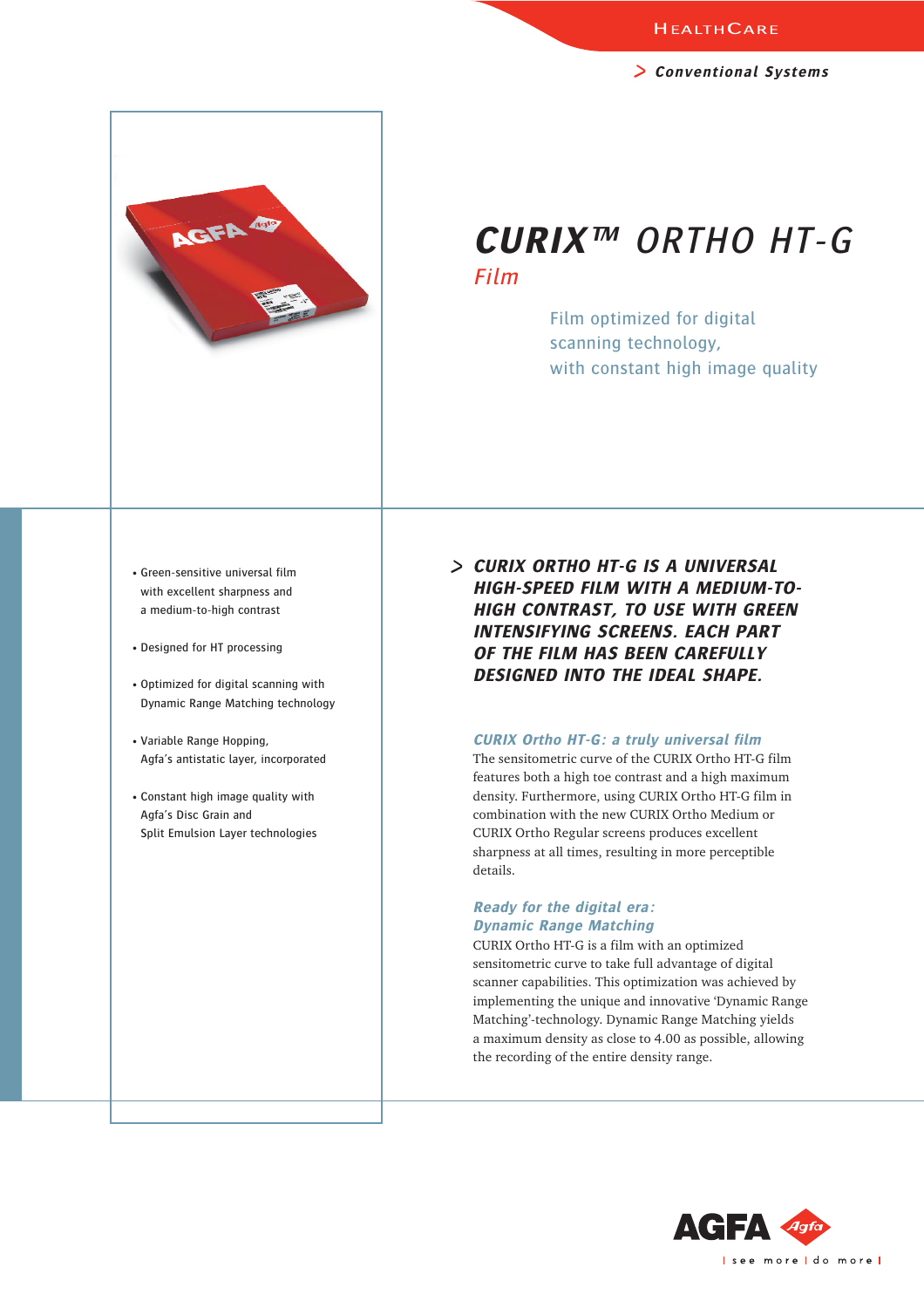HEALTHCARE

> Conventional Systems

# CURIX™ ORTHO HT-G

## Film

Film optimized for digital scanning technology, with constant high image quality

- Green-sensitive universal film with excellent sharpness and a medium-to-high contrast
- Designed for HT processing
- Optimized for digital scanning with Dynamic Range Matching technology
- Variable Range Hopping, Agfa's antistatic layer, incorporated
- Constant high image quality with Agfa's Disc Grain and Split Emulsion Layer technologies

> ***CURIX ORTHO HT-G IS A UNIVERSAL HIGH-SPEED FILM WITH A MEDIUM-TO-HIGH CONTRAST, TO USE WITH GREEN INTENSIFYING SCREENS. EACH PART OF THE FILM HAS BEEN CAREFULLY DESIGNED INTO THE IDEAL SHAPE.***

### CURIX Ortho HT-G: a truly universal film

The sensitometric curve of the CURIX Ortho HT-G film features both a high toe contrast and a high maximum density. Furthermore, using CURIX Ortho HT-G film in combination with the new CURIX Ortho Medium or CURIX Ortho Regular screens produces excellent sharpness at all times, resulting in more perceptible details.

### Ready for the digital era: Dynamic Range Matching

CURIX Ortho HT-G is a film with an optimized sensitometric curve to take full advantage of digital scanner capabilities. This optimization was achieved by implementing the unique and innovative 'Dynamic Range Matching'-technology. Dynamic Range Matching yields a maximum density as close to 4.00 as possible, allowing the recording of the entire density range.

AGFA Agfa

| see more | do more |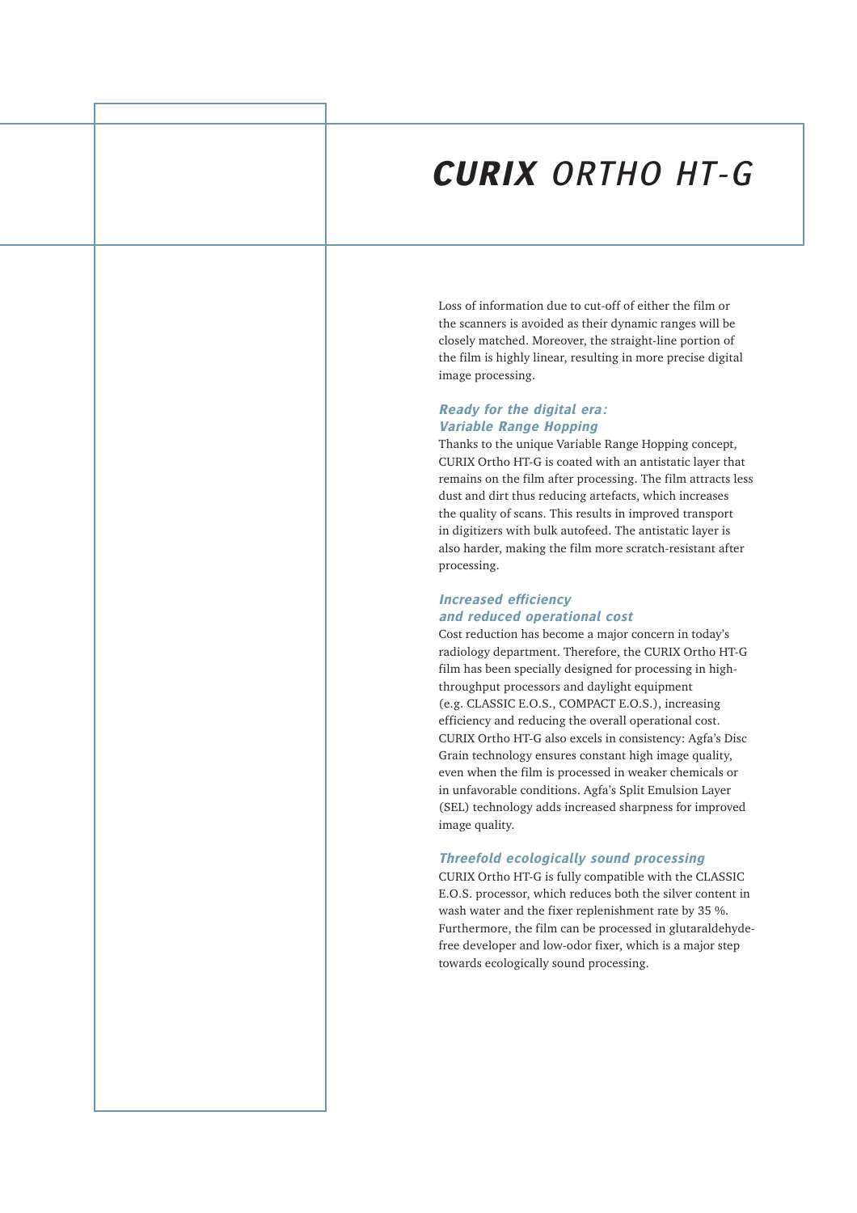# **CURIX** *ORTHO HT-G*

Loss of information due to cut-off of either the film or the scanners is avoided as their dynamic ranges will be closely matched. Moreover, the straight-line portion of the film is highly linear, resulting in more precise digital image processing.

### *Ready for the digital era: Variable Range Hopping*

Thanks to the unique Variable Range Hopping concept, CURIX Ortho HT-G is coated with an antistatic layer that remains on the film after processing. The film attracts less dust and dirt thus reducing artefacts, which increases the quality of scans. This results in improved transport in digitizers with bulk autofeed. The antistatic layer is also harder, making the film more scratch-resistant after processing.

### *Increased efficiency and reduced operational cost*

Cost reduction has become a major concern in today's radiology department. Therefore, the CURIX Ortho HT-G film has been specially designed for processing in high-throughput processors and daylight equipment (e.g. CLASSIC E.O.S., COMPACT E.O.S.), increasing efficiency and reducing the overall operational cost. CURIX Ortho HT-G also excels in consistency: Agfa's Disc Grain technology ensures constant high image quality, even when the film is processed in weaker chemicals or in unfavorable conditions. Agfa's Split Emulsion Layer (SEL) technology adds increased sharpness for improved image quality.

### *Threefold ecologically sound processing*

CURIX Ortho HT-G is fully compatible with the CLASSIC E.O.S. processor, which reduces both the silver content in wash water and the fixer replenishment rate by 35 %. Furthermore, the film can be processed in glutaraldehyde-free developer and low-odor fixer, which is a major step towards ecologically sound processing.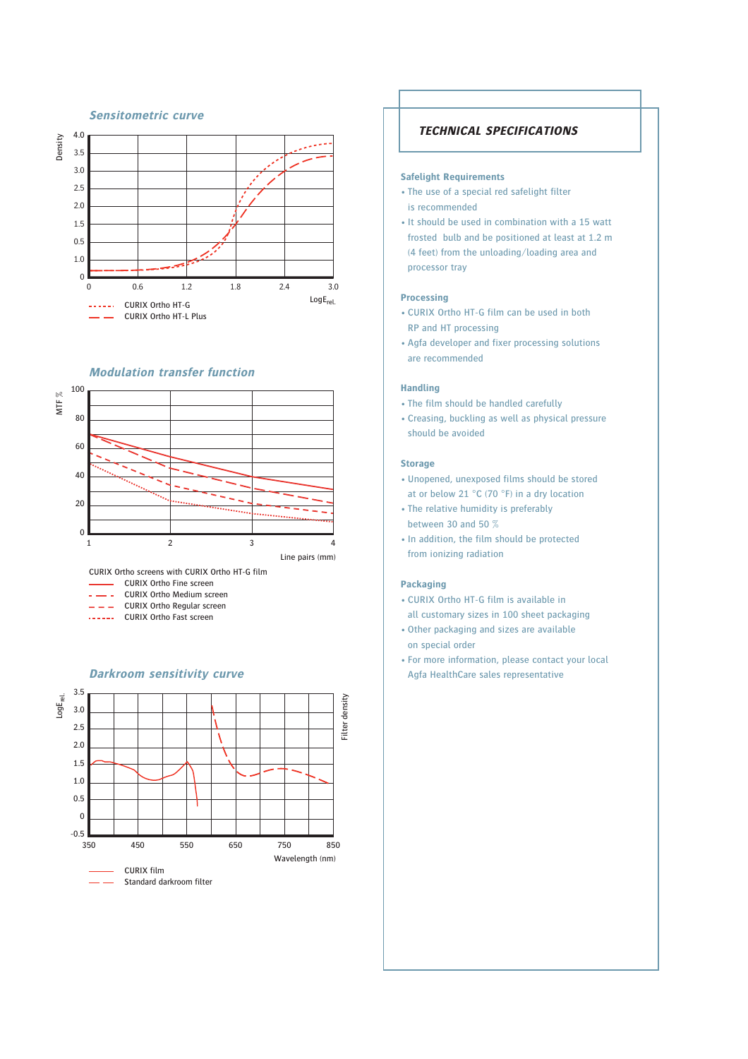## Sensitometric curve

Density

LogE$_{rel.}$

- CURIX Ortho HT-G
- CURIX Ortho HT-L Plus

## Modulation transfer function

MTF %

Line pairs (mm)

CURIX Ortho screens with CURIX Ortho HT-G film

- CURIX Ortho Fine screen
- CURIX Ortho Medium screen
- CURIX Ortho Regular screen
- CURIX Ortho Fast screen

## Darkroom sensitivity curve

LogE$_{rel.}$

Filter density

Wavelength (nm)

- CURIX film
- Standard darkroom filter

## TECHNICAL SPECIFICATIONS

### Safelight Requirements

- The use of a special red safelight filter is recommended
- It should be used in combination with a 15 watt frosted bulb and be positioned at least at 1.2 m (4 feet) from the unloading/loading area and processor tray

### Processing

- CURIX Ortho HT-G film can be used in both RP and HT processing
- Agfa developer and fixer processing solutions are recommended

### Handling

- The film should be handled carefully
- Creasing, buckling as well as physical pressure should be avoided

### Storage

- Unopened, unexposed films should be stored at or below 21 °C (70 °F) in a dry location
- The relative humidity is preferably between 30 and 50 %
- In addition, the film should be protected from ionizing radiation

### Packaging

- CURIX Ortho HT-G film is available in all customary sizes in 100 sheet packaging
- Other packaging and sizes are available on special order
- For more information, please contact your local Agfa HealthCare sales representative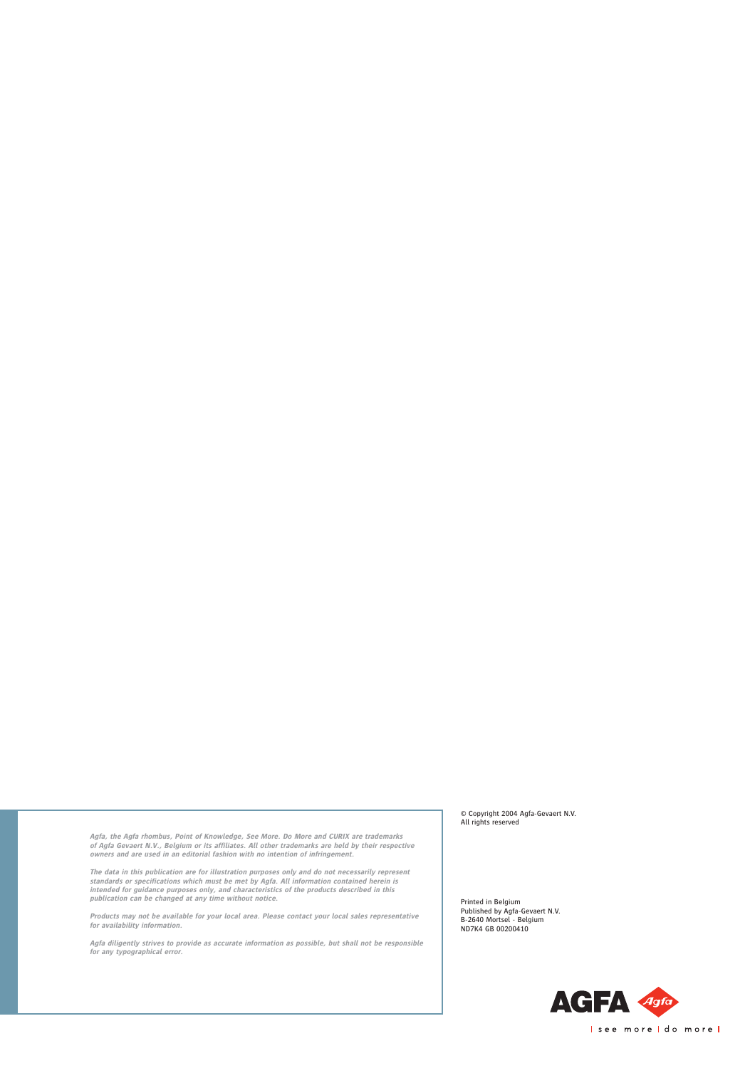*Agfa, the Agfa rhombus, Point of Knowledge, See More. Do More and CURIX are trademarks of Agfa Gevaert N.V., Belgium or its affiliates. All other trademarks are held by their respective owners and are used in an editorial fashion with no intention of infringement.*

*The data in this publication are for illustration purposes only and do not necessarily represent standards or specifications which must be met by Agfa. All information contained herein is intended for guidance purposes only, and characteristics of the products described in this publication can be changed at any time without notice.*

*Products may not be available for your local area. Please contact your local sales representative for availability information.*

*Agfa diligently strives to provide as accurate information as possible, but shall not be responsible for any typographical error.*

© Copyright 2004 Agfa-Gevaert N.V.
All rights reserved

Printed in Belgium
Published by Agfa-Gevaert N.V.
B-2640 Mortsel - Belgium
ND7K4 GB 00200410

AGFA Agfa

see more | do more